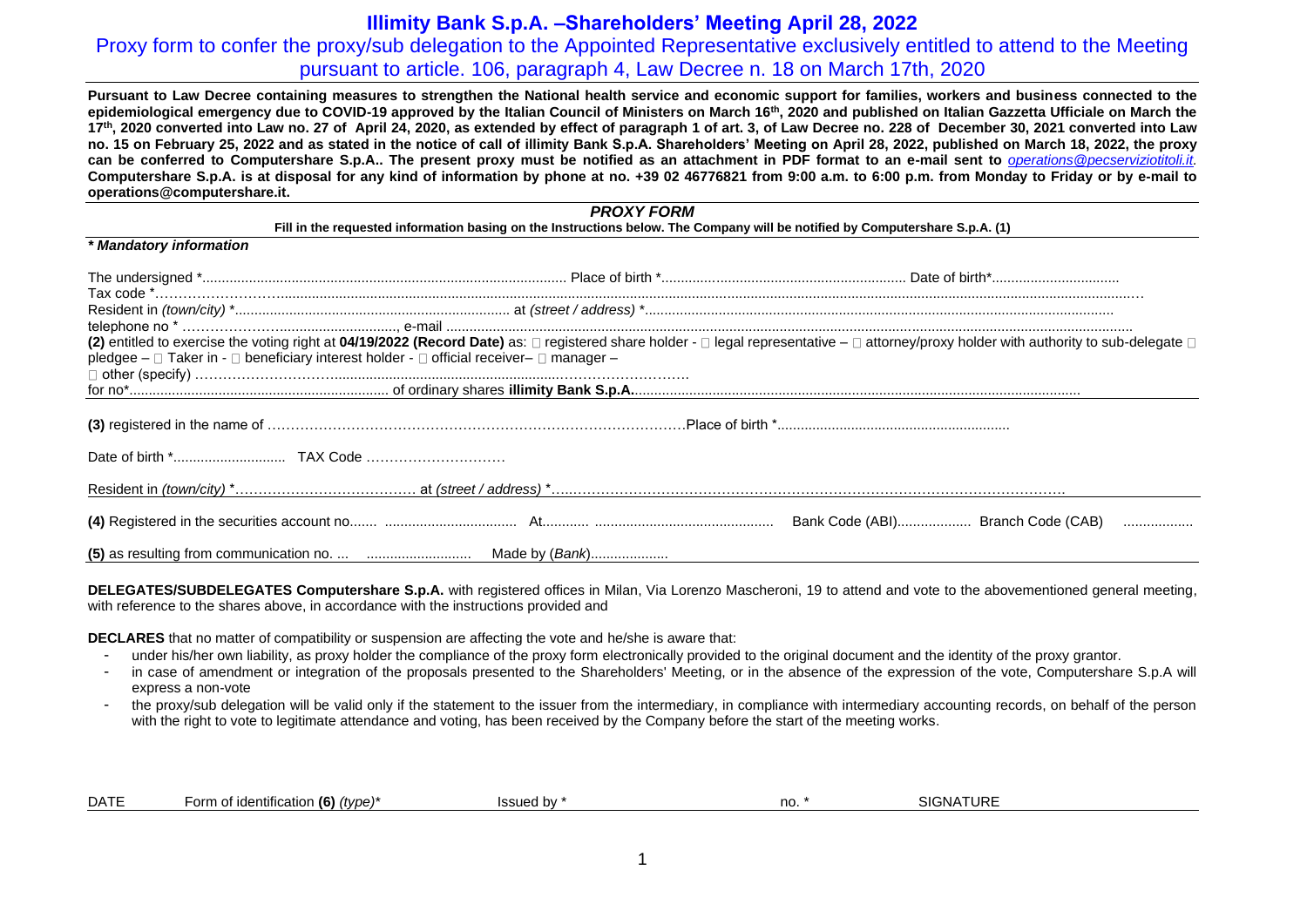# Illimity Bank S.p.A. –Shareholders' Meeting April 28, 2022

## Proxy form to confer the proxy/sub delegation to the Appointed Representative exclusively entitled to attend to the Meeting pursuant to article. 106, paragraph 4, Law Decree n. 18 on March 17th, 2020

**Pursuant to Law Decree containing measures to strengthen the National health service and economic support for families, workers and business connected to the epidemiological emergency due to COVID-19 approved by the Italian Council of Ministers on March 16th, 2020 and published on Italian Gazzetta Ufficiale on March the 17th, 2020 converted into Law no. 27 of April 24, 2020, as extended by effect of paragraph 1 of art. 3, of Law Decree no. 228 of December 30, 2021 converted into Law no. 15 on February 25, 2022 and as stated in the notice of call of illimity Bank S.p.A. Shareholders' Meeting on April 28, 2022, published on March 18, 2022, the proxy can be conferred to Computershare S.p.A.. The present proxy must be notified as an attachment in PDF format to an e-mail sent to *operations@pecserviziotitoli.it*. Computershare S.p.A. is at disposal for any kind of information by phone at no. +39 02 46776821 from 9:00 a.m. to 6:00 p.m. from Monday to Friday or by e-mail to operations@computershare.it.**

### *PROXY FORM*

**Fill in the requested information basing on the Instructions below. The Company will be notified by Computershare S.p.A. (1)**

***\* Mandatory information***

The undersigned \*.............................................................................................. Place of birth \*.............................................................. Date of birth\*.................................
Tax code \*...........................................................................................................................................................................................................................
Resident in *(town/city)* \*...................................................................... at *(street / address)* \*..........................................................................................................................
telephone no \* ......................................................, e-mail ...........................................................................................................................................................
**(2)** entitled to exercise the voting right at **04/19/2022 (Record Date)** as: □ registered share holder - □ legal representative – □ attorney/proxy holder with authority to sub-delegate □ pledgee – □ Taker in - □ beneficiary interest holder - □ official receiver– □ manager –
□ other (specify) ......................................................................................................................
for no\*.................................................................. of ordinary shares **illimity Bank S.p.A.**...................................................................................................................

**(3)** registered in the name of .................................................................................... Place of birth \*..........................................................

Date of birth \*............................ TAX Code ..............................

Resident in *(town/city)* \*...................................... at *(street / address)* \*.......................................................................................................................

**(4)** Registered in the securities account no....... .................................. At............ ............................................ Bank Code (ABI)................... Branch Code (CAB) ..................

**(5)** as resulting from communication no. ... ........................... Made by (*Bank*)....................

**DELEGATES/SUBDELEGATES Computershare S.p.A.** with registered offices in Milan, Via Lorenzo Mascheroni, 19 to attend and vote to the abovementioned general meeting, with reference to the shares above, in accordance with the instructions provided and

**DECLARES** that no matter of compatibility or suspension are affecting the vote and he/she is aware that:

- under his/her own liability, as proxy holder the compliance of the proxy form electronically provided to the original document and the identity of the proxy grantor.
- in case of amendment or integration of the proposals presented to the Shareholders' Meeting, or in the absence of the expression of the vote, Computershare S.p.A will express a non-vote
- the proxy/sub delegation will be valid only if the statement to the issuer from the intermediary, in compliance with intermediary accounting records, on behalf of the person with the right to vote to legitimate attendance and voting, has been received by the Company before the start of the meeting works.

| DATE | Form of identification **(6)** *(type)*\* | Issued by \* | no. \* | SIGNATURE |
|---|---|---|---|---|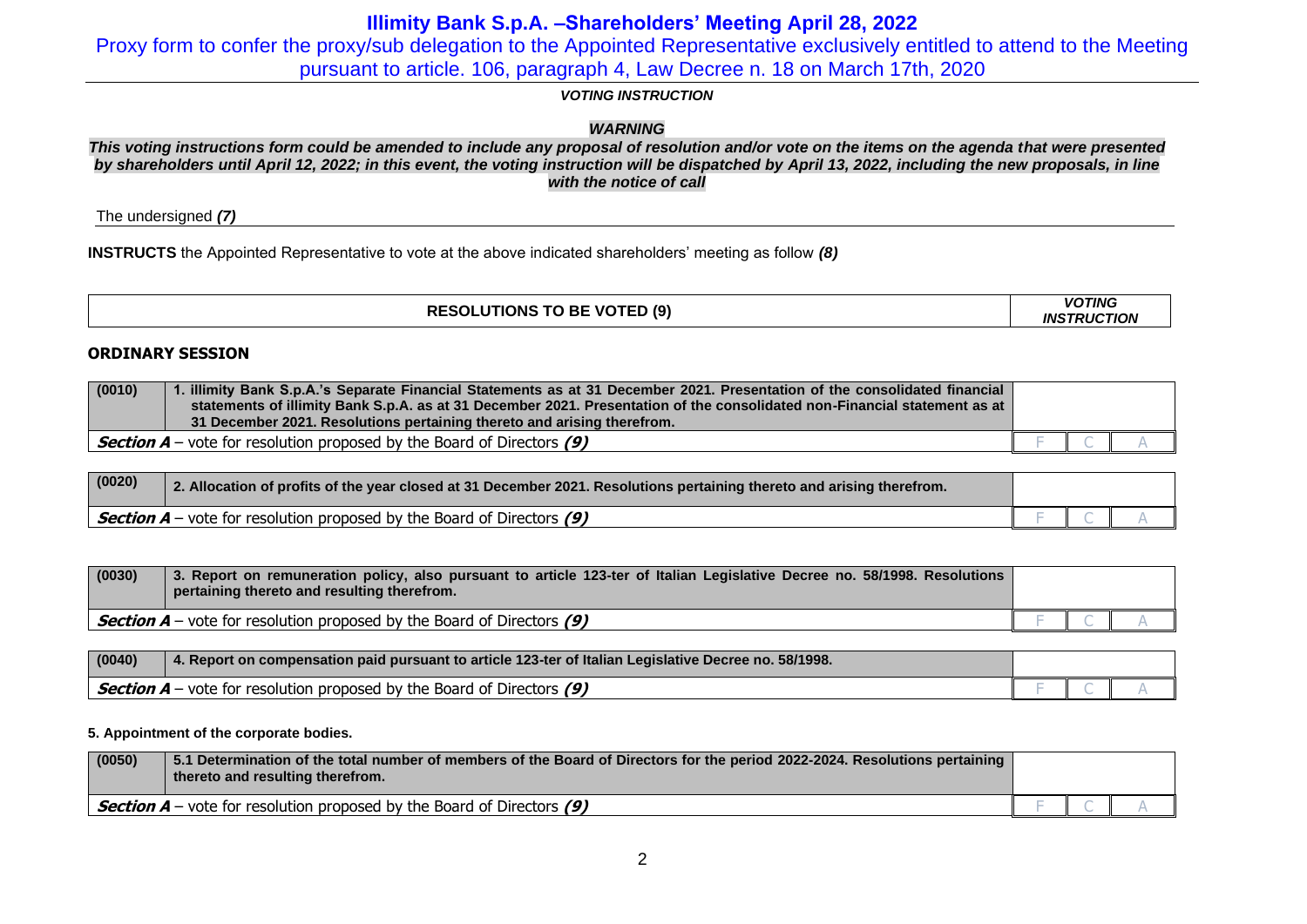# Illimity Bank S.p.A. –Shareholders' Meeting April 28, 2022

Proxy form to confer the proxy/sub delegation to the Appointed Representative exclusively entitled to attend to the Meeting pursuant to article. 106, paragraph 4, Law Decree n. 18 on March 17th, 2020

***VOTING INSTRUCTION***

***WARNING***

***This voting instructions form could be amended to include any proposal of resolution and/or vote on the items on the agenda that were presented by shareholders until April 12, 2022; in this event, the voting instruction will be dispatched by April 13, 2022, including the new proposals, in line with the notice of call***

The undersigned ***(7)***

**INSTRUCTS** the Appointed Representative to vote at the above indicated shareholders' meeting as follow ***(8)***

| **RESOLUTIONS TO BE VOTED (9)** | ***VOTING INSTRUCTION*** |
|---|---|

**ORDINARY SESSION**

| (0010) | 1. illimity Bank S.p.A.'s Separate Financial Statements as at 31 December 2021. Presentation of the consolidated financial statements of illimity Bank S.p.A. as at 31 December 2021. Presentation of the consolidated non-Financial statement as at 31 December 2021. Resolutions pertaining thereto and arising therefrom. | | | |
|---|---|---|---|---|
| ***Section A*** – vote for resolution proposed by the Board of Directors ***(9)*** | | F | C | A |

| (0020) | 2. Allocation of profits of the year closed at 31 December 2021. Resolutions pertaining thereto and arising therefrom. | | | |
|---|---|---|---|---|
| ***Section A*** – vote for resolution proposed by the Board of Directors ***(9)*** | | F | C | A |

| (0030) | 3. Report on remuneration policy, also pursuant to article 123-ter of Italian Legislative Decree no. 58/1998. Resolutions pertaining thereto and resulting therefrom. | | | |
|---|---|---|---|---|
| ***Section A*** – vote for resolution proposed by the Board of Directors ***(9)*** | | F | C | A |

| (0040) | 4. Report on compensation paid pursuant to article 123-ter of Italian Legislative Decree no. 58/1998. | | | |
|---|---|---|---|---|
| ***Section A*** – vote for resolution proposed by the Board of Directors ***(9)*** | | F | C | A |

**5. Appointment of the corporate bodies.**

| (0050) | 5.1 Determination of the total number of members of the Board of Directors for the period 2022-2024. Resolutions pertaining thereto and resulting therefrom. | | | |
|---|---|---|---|---|
| ***Section A*** – vote for resolution proposed by the Board of Directors ***(9)*** | | F | C | A |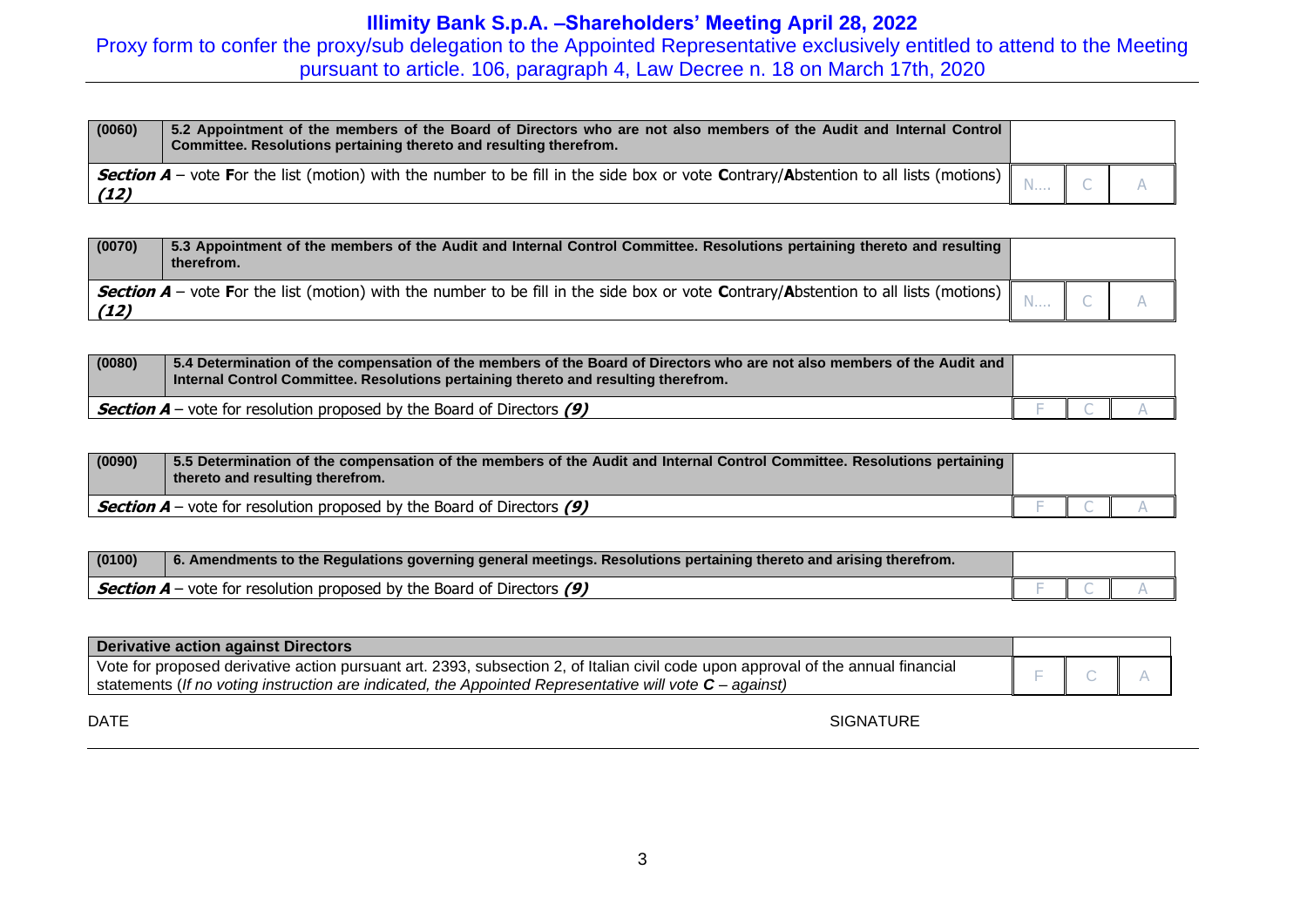# Illimity Bank S.p.A. –Shareholders' Meeting April 28, 2022

Proxy form to confer the proxy/sub delegation to the Appointed Representative exclusively entitled to attend to the Meeting pursuant to article. 106, paragraph 4, Law Decree n. 18 on March 17th, 2020

| (0060) | **5.2 Appointment of the members of the Board of Directors who are not also members of the Audit and Internal Control Committee. Resolutions pertaining thereto and resulting therefrom.** | | | |
|---|---|---|---|---|
| ***Section A*** – vote **F**or the list (motion) with the number to be fill in the side box or vote **C**ontrary/**A**bstention to all lists (motions) ***(12)*** | | N…. | C | A |

| (0070) | **5.3 Appointment of the members of the Audit and Internal Control Committee. Resolutions pertaining thereto and resulting therefrom.** | | | |
|---|---|---|---|---|
| ***Section A*** – vote **F**or the list (motion) with the number to be fill in the side box or vote **C**ontrary/**A**bstention to all lists (motions) ***(12)*** | | N…. | C | A |

| (0080) | **5.4 Determination of the compensation of the members of the Board of Directors who are not also members of the Audit and Internal Control Committee. Resolutions pertaining thereto and resulting therefrom.** | | | |
|---|---|---|---|---|
| ***Section A*** – vote for resolution proposed by the Board of Directors ***(9)*** | | F | C | A |

| (0090) | **5.5 Determination of the compensation of the members of the Audit and Internal Control Committee. Resolutions pertaining thereto and resulting therefrom.** | | | |
|---|---|---|---|---|
| ***Section A*** – vote for resolution proposed by the Board of Directors ***(9)*** | | F | C | A |

| (0100) | **6. Amendments to the Regulations governing general meetings. Resolutions pertaining thereto and arising therefrom.** | | | |
|---|---|---|---|---|
| ***Section A*** – vote for resolution proposed by the Board of Directors ***(9)*** | | F | C | A |

| **Derivative action against Directors** | | | |
|---|---|---|---|
| Vote for proposed derivative action pursuant art. 2393, subsection 2, of Italian civil code upon approval of the annual financial statements (*If no voting instruction are indicated, the Appointed Representative will vote **C** – against)* | F | C | A |

DATE SIGNATURE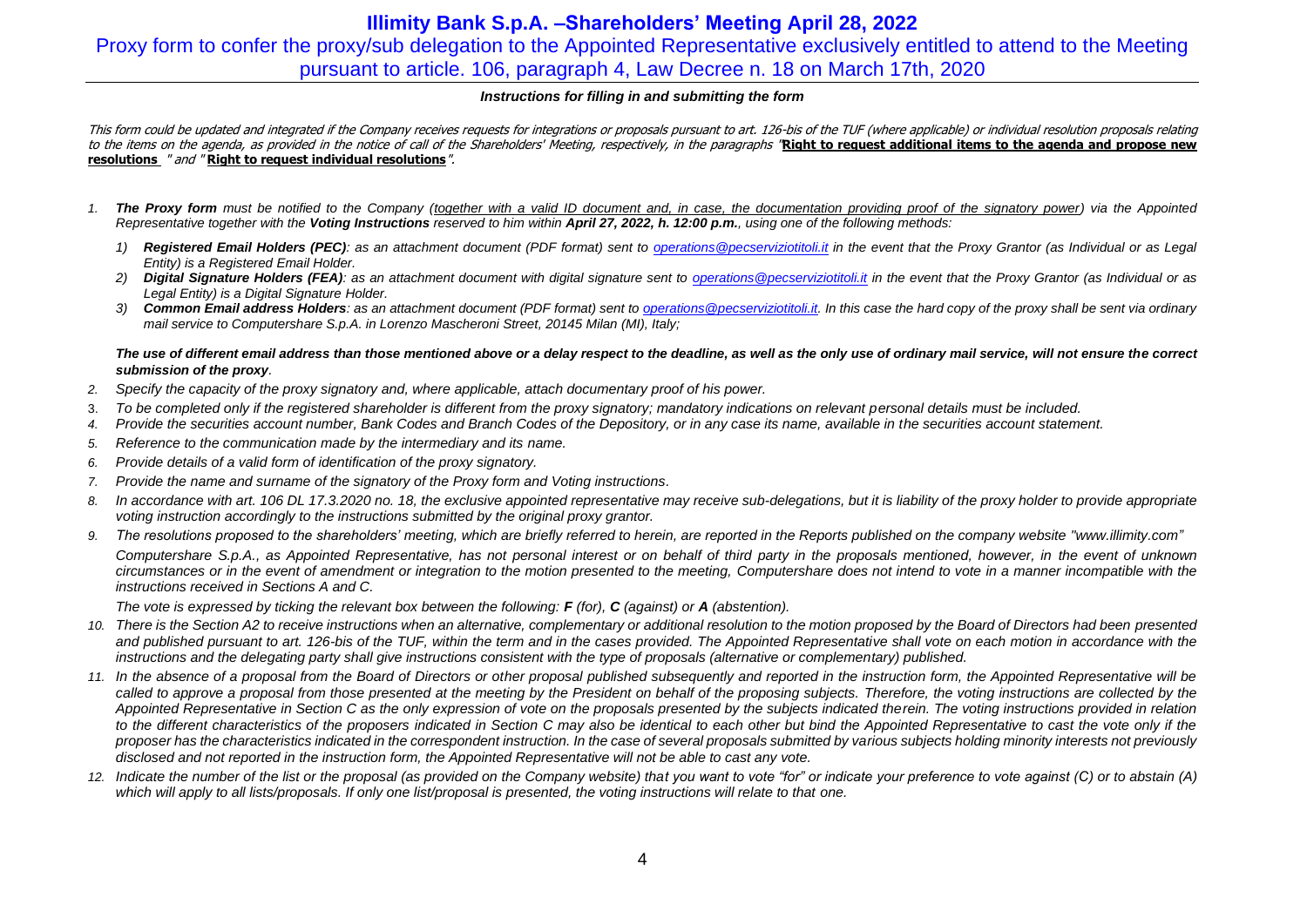# Illimity Bank S.p.A. –Shareholders' Meeting April 28, 2022

## Proxy form to confer the proxy/sub delegation to the Appointed Representative exclusively entitled to attend to the Meeting pursuant to article. 106, paragraph 4, Law Decree n. 18 on March 17th, 2020

***Instructions for filling in and submitting the form***

*This form could be updated and integrated if the Company receives requests for integrations or proposals pursuant to art. 126-bis of the TUF (where applicable) or individual resolution proposals relating to the items on the agenda, as provided in the notice of call of the Shareholders' Meeting, respectively, in the paragraphs "**Right to request additional items to the agenda and propose new resolutions** " and "**Right to request individual resolutions**".*

1. ***The Proxy form** must be notified to the Company (together with a valid ID document and, in case, the documentation providing proof of the signatory power) via the Appointed Representative together with the **Voting Instructions** reserved to him within **April 27, 2022, h. 12:00 p.m.**, using one of the following methods:*
   1) ***Registered Email Holders (PEC)**: as an attachment document (PDF format) sent to operations@pecserviziotitoli.it in the event that the Proxy Grantor (as Individual or as Legal Entity) is a Registered Email Holder.*
   2) ***Digital Signature Holders (FEA)**: as an attachment document with digital signature sent to operations@pecserviziotitoli.it in the event that the Proxy Grantor (as Individual or as Legal Entity) is a Digital Signature Holder.*
   3) ***Common Email address Holders**: as an attachment document (PDF format) sent to operations@pecserviziotitoli.it. In this case the hard copy of the proxy shall be sent via ordinary mail service to Computershare S.p.A. in Lorenzo Mascheroni Street, 20145 Milan (MI), Italy;*

   ***The use of different email address than those mentioned above or a delay respect to the deadline, as well as the only use of ordinary mail service, will not ensure the correct submission of the proxy**.*
2. *Specify the capacity of the proxy signatory and, where applicable, attach documentary proof of his power.*
3. *To be completed only if the registered shareholder is different from the proxy signatory; mandatory indications on relevant personal details must be included.*
4. *Provide the securities account number, Bank Codes and Branch Codes of the Depository, or in any case its name, available in the securities account statement.*
5. *Reference to the communication made by the intermediary and its name.*
6. *Provide details of a valid form of identification of the proxy signatory.*
7. *Provide the name and surname of the signatory of the Proxy form and Voting instructions.*
8. *In accordance with art. 106 DL 17.3.2020 no. 18, the exclusive appointed representative may receive sub-delegations, but it is liability of the proxy holder to provide appropriate voting instruction accordingly to the instructions submitted by the original proxy grantor.*
9. *The resolutions proposed to the shareholders' meeting, which are briefly referred to herein, are reported in the Reports published on the company website "www.illimity.com"*

   *Computershare S.p.A., as Appointed Representative, has not personal interest or on behalf of third party in the proposals mentioned, however, in the event of unknown circumstances or in the event of amendment or integration to the motion presented to the meeting, Computershare does not intend to vote in a manner incompatible with the instructions received in Sections A and C.*

   *The vote is expressed by ticking the relevant box between the following: **F** (for), **C** (against) or **A** (abstention).*
10. *There is the Section A2 to receive instructions when an alternative, complementary or additional resolution to the motion proposed by the Board of Directors had been presented and published pursuant to art. 126-bis of the TUF, within the term and in the cases provided. The Appointed Representative shall vote on each motion in accordance with the instructions and the delegating party shall give instructions consistent with the type of proposals (alternative or complementary) published.*
11. *In the absence of a proposal from the Board of Directors or other proposal published subsequently and reported in the instruction form, the Appointed Representative will be called to approve a proposal from those presented at the meeting by the President on behalf of the proposing subjects. Therefore, the voting instructions are collected by the Appointed Representative in Section C as the only expression of vote on the proposals presented by the subjects indicated therein. The voting instructions provided in relation to the different characteristics of the proposers indicated in Section C may also be identical to each other but bind the Appointed Representative to cast the vote only if the proposer has the characteristics indicated in the correspondent instruction. In the case of several proposals submitted by various subjects holding minority interests not previously disclosed and not reported in the instruction form, the Appointed Representative will not be able to cast any vote.*
12. *Indicate the number of the list or the proposal (as provided on the Company website) that you want to vote "for" or indicate your preference to vote against (C) or to abstain (A) which will apply to all lists/proposals. If only one list/proposal is presented, the voting instructions will relate to that one.*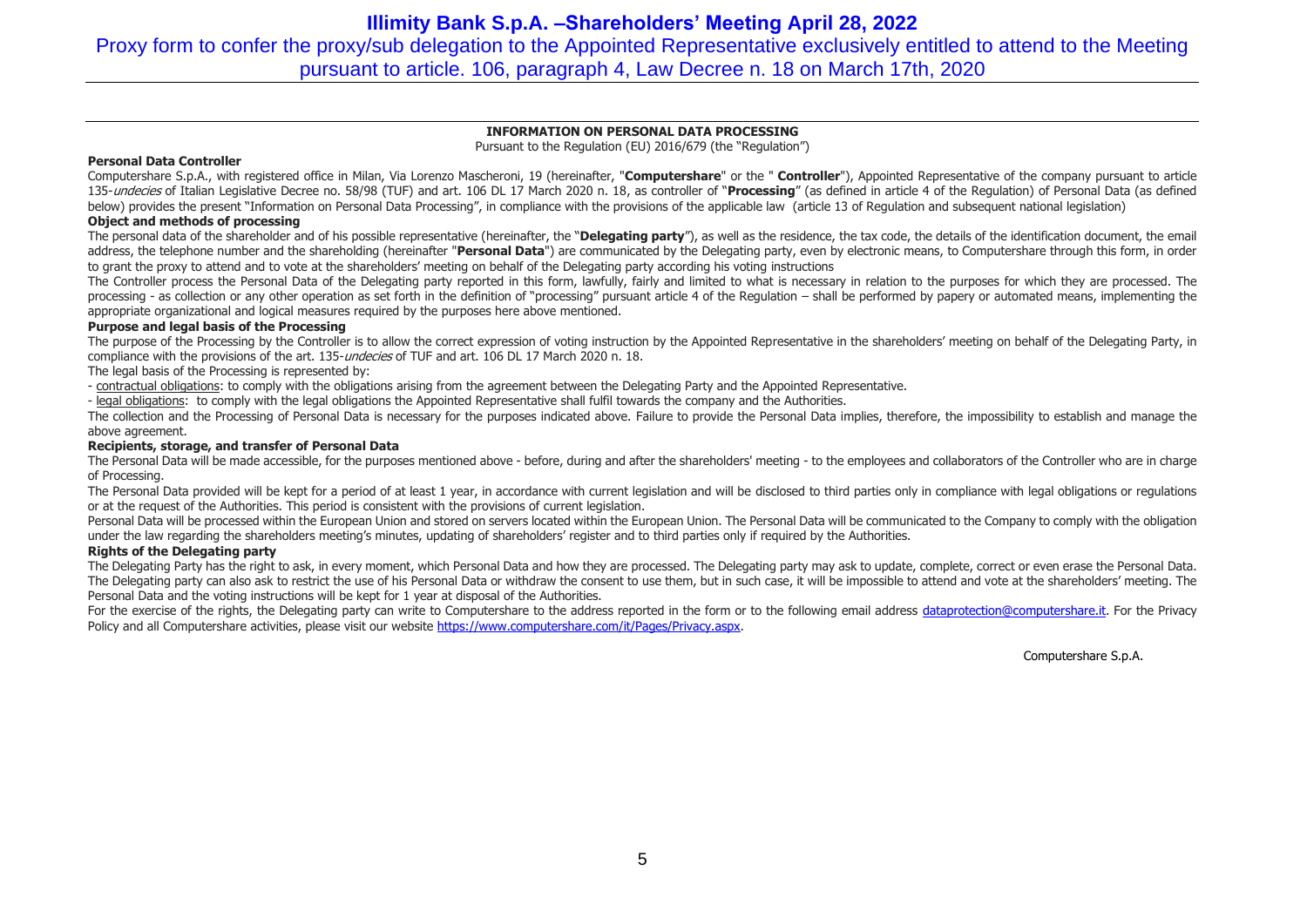# Illimity Bank S.p.A. –Shareholders' Meeting April 28, 2022

Proxy form to confer the proxy/sub delegation to the Appointed Representative exclusively entitled to attend to the Meeting pursuant to article. 106, paragraph 4, Law Decree n. 18 on March 17th, 2020

## INFORMATION ON PERSONAL DATA PROCESSING

Pursuant to the Regulation (EU) 2016/679 (the "Regulation")

**Personal Data Controller**

Computershare S.p.A., with registered office in Milan, Via Lorenzo Mascheroni, 19 (hereinafter, "**Computershare**" or the " **Controller**"), Appointed Representative of the company pursuant to article 135-*undecies* of Italian Legislative Decree no. 58/98 (TUF) and art. 106 DL 17 March 2020 n. 18, as controller of "**Processing**" (as defined in article 4 of the Regulation) of Personal Data (as defined below) provides the present "Information on Personal Data Processing", in compliance with the provisions of the applicable law (article 13 of Regulation and subsequent national legislation)

**Object and methods of processing**

The personal data of the shareholder and of his possible representative (hereinafter, the "**Delegating party**"), as well as the residence, the tax code, the details of the identification document, the email address, the telephone number and the shareholding (hereinafter "**Personal Data**") are communicated by the Delegating party, even by electronic means, to Computershare through this form, in order to grant the proxy to attend and to vote at the shareholders' meeting on behalf of the Delegating party according his voting instructions

The Controller process the Personal Data of the Delegating party reported in this form, lawfully, fairly and limited to what is necessary in relation to the purposes for which they are processed. The processing - as collection or any other operation as set forth in the definition of "processing" pursuant article 4 of the Regulation – shall be performed by papery or automated means, implementing the appropriate organizational and logical measures required by the purposes here above mentioned.

**Purpose and legal basis of the Processing**

The purpose of the Processing by the Controller is to allow the correct expression of voting instruction by the Appointed Representative in the shareholders' meeting on behalf of the Delegating Party, in compliance with the provisions of the art. 135-*undecies* of TUF and art. 106 DL 17 March 2020 n. 18.

The legal basis of the Processing is represented by:

- contractual obligations: to comply with the obligations arising from the agreement between the Delegating Party and the Appointed Representative.
- legal obligations: to comply with the legal obligations the Appointed Representative shall fulfil towards the company and the Authorities.

The collection and the Processing of Personal Data is necessary for the purposes indicated above. Failure to provide the Personal Data implies, therefore, the impossibility to establish and manage the above agreement.

**Recipients, storage, and transfer of Personal Data**

The Personal Data will be made accessible, for the purposes mentioned above - before, during and after the shareholders' meeting - to the employees and collaborators of the Controller who are in charge of Processing.

The Personal Data provided will be kept for a period of at least 1 year, in accordance with current legislation and will be disclosed to third parties only in compliance with legal obligations or regulations or at the request of the Authorities. This period is consistent with the provisions of current legislation.

Personal Data will be processed within the European Union and stored on servers located within the European Union. The Personal Data will be communicated to the Company to comply with the obligation under the law regarding the shareholders meeting's minutes, updating of shareholders' register and to third parties only if required by the Authorities.

**Rights of the Delegating party**

The Delegating Party has the right to ask, in every moment, which Personal Data and how they are processed. The Delegating party may ask to update, complete, correct or even erase the Personal Data. The Delegating party can also ask to restrict the use of his Personal Data or withdraw the consent to use them, but in such case, it will be impossible to attend and vote at the shareholders' meeting. The Personal Data and the voting instructions will be kept for 1 year at disposal of the Authorities.

For the exercise of the rights, the Delegating party can write to Computershare to the address reported in the form or to the following email address dataprotection@computershare.it. For the Privacy Policy and all Computershare activities, please visit our website https://www.computershare.com/it/Pages/Privacy.aspx.

Computershare S.p.A.